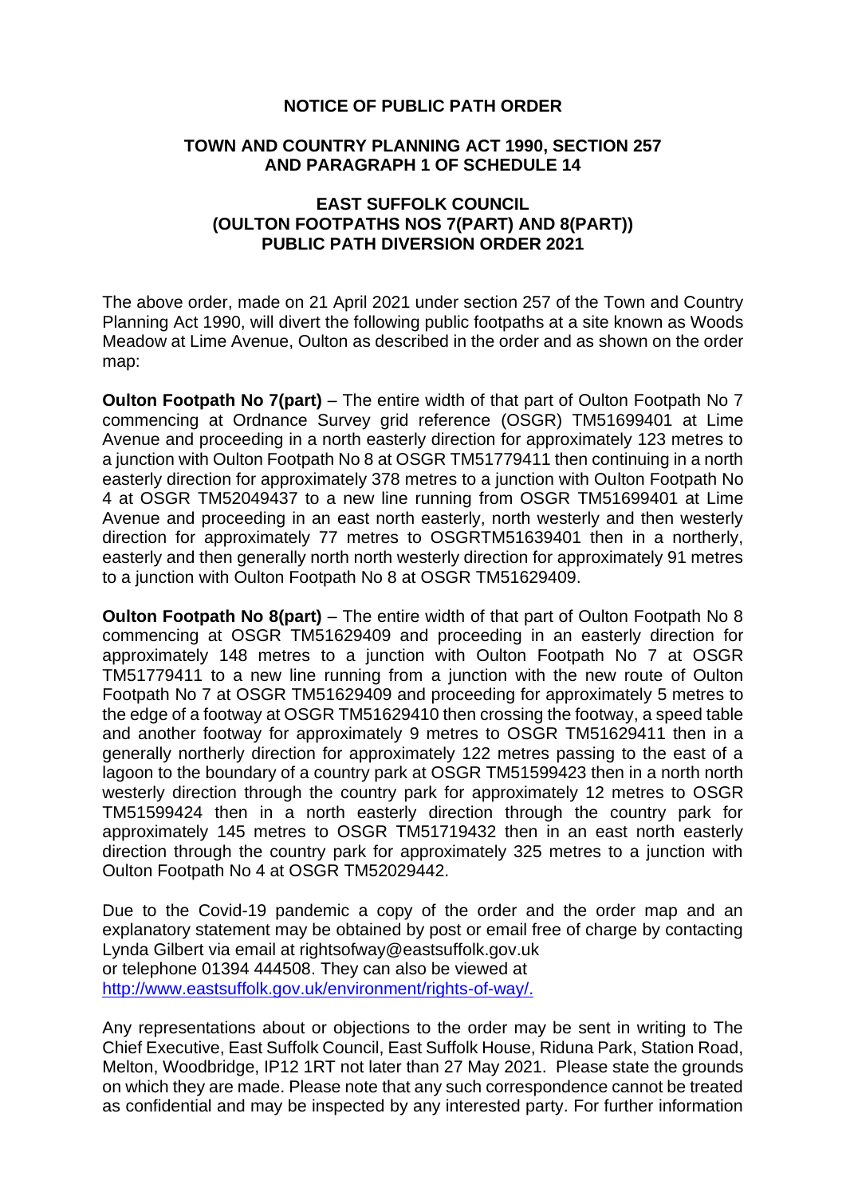## NOTICE OF PUBLIC PATH ORDER

### TOWN AND COUNTRY PLANNING ACT 1990, SECTION 257 AND PARAGRAPH 1 OF SCHEDULE 14

### EAST SUFFOLK COUNCIL (OULTON FOOTPATHS NOS 7(PART) AND 8(PART)) PUBLIC PATH DIVERSION ORDER 2021

The above order, made on 21 April 2021 under section 257 of the Town and Country Planning Act 1990, will divert the following public footpaths at a site known as Woods Meadow at Lime Avenue, Oulton as described in the order and as shown on the order map:

**Oulton Footpath No 7(part)** – The entire width of that part of Oulton Footpath No 7 commencing at Ordnance Survey grid reference (OSGR) TM51699401 at Lime Avenue and proceeding in a north easterly direction for approximately 123 metres to a junction with Oulton Footpath No 8 at OSGR TM51779411 then continuing in a north easterly direction for approximately 378 metres to a junction with Oulton Footpath No 4 at OSGR TM52049437 to a new line running from OSGR TM51699401 at Lime Avenue and proceeding in an east north easterly, north westerly and then westerly direction for approximately 77 metres to OSGRTM51639401 then in a northerly, easterly and then generally north north westerly direction for approximately 91 metres to a junction with Oulton Footpath No 8 at OSGR TM51629409.

**Oulton Footpath No 8(part)** – The entire width of that part of Oulton Footpath No 8 commencing at OSGR TM51629409 and proceeding in an easterly direction for approximately 148 metres to a junction with Oulton Footpath No 7 at OSGR TM51779411 to a new line running from a junction with the new route of Oulton Footpath No 7 at OSGR TM51629409 and proceeding for approximately 5 metres to the edge of a footway at OSGR TM51629410 then crossing the footway, a speed table and another footway for approximately 9 metres to OSGR TM51629411 then in a generally northerly direction for approximately 122 metres passing to the east of a lagoon to the boundary of a country park at OSGR TM51599423 then in a north north westerly direction through the country park for approximately 12 metres to OSGR TM51599424 then in a north easterly direction through the country park for approximately 145 metres to OSGR TM51719432 then in an east north easterly direction through the country park for approximately 325 metres to a junction with Oulton Footpath No 4 at OSGR TM52029442.

Due to the Covid-19 pandemic a copy of the order and the order map and an explanatory statement may be obtained by post or email free of charge by contacting Lynda Gilbert via email at rightsofway@eastsuffolk.gov.uk
or telephone 01394 444508. They can also be viewed at
[http://www.eastsuffolk.gov.uk/environment/rights-of-way/.](http://www.eastsuffolk.gov.uk/environment/rights-of-way/)

Any representations about or objections to the order may be sent in writing to The Chief Executive, East Suffolk Council, East Suffolk House, Riduna Park, Station Road, Melton, Woodbridge, IP12 1RT not later than 27 May 2021. Please state the grounds on which they are made. Please note that any such correspondence cannot be treated as confidential and may be inspected by any interested party. For further information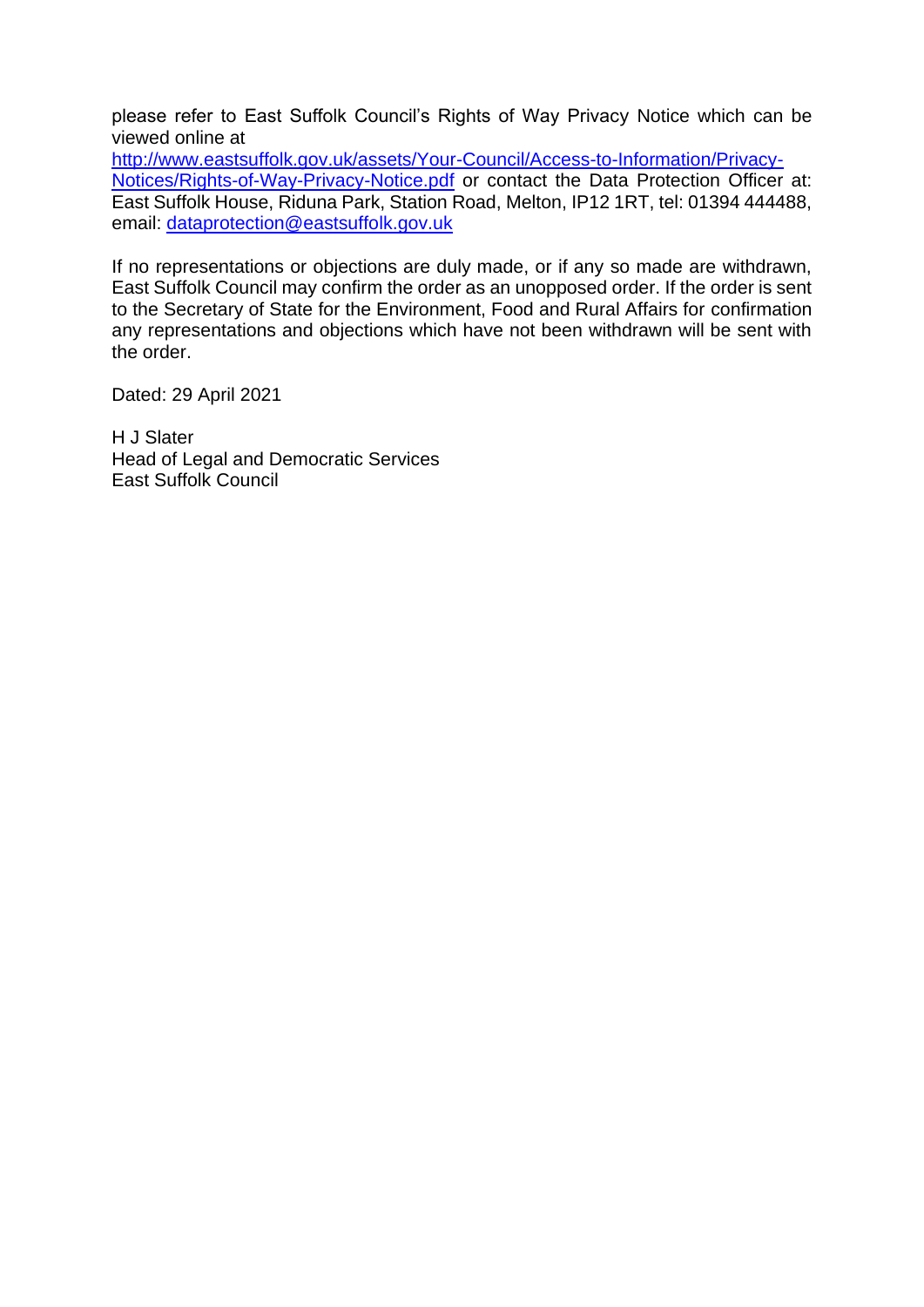please refer to East Suffolk Council's Rights of Way Privacy Notice which can be viewed online at http://www.eastsuffolk.gov.uk/assets/Your-Council/Access-to-Information/Privacy-Notices/Rights-of-Way-Privacy-Notice.pdf or contact the Data Protection Officer at: East Suffolk House, Riduna Park, Station Road, Melton, IP12 1RT, tel: 01394 444488, email: dataprotection@eastsuffolk.gov.uk

If no representations or objections are duly made, or if any so made are withdrawn, East Suffolk Council may confirm the order as an unopposed order. If the order is sent to the Secretary of State for the Environment, Food and Rural Affairs for confirmation any representations and objections which have not been withdrawn will be sent with the order.

Dated: 29 April 2021

H J Slater
Head of Legal and Democratic Services
East Suffolk Council